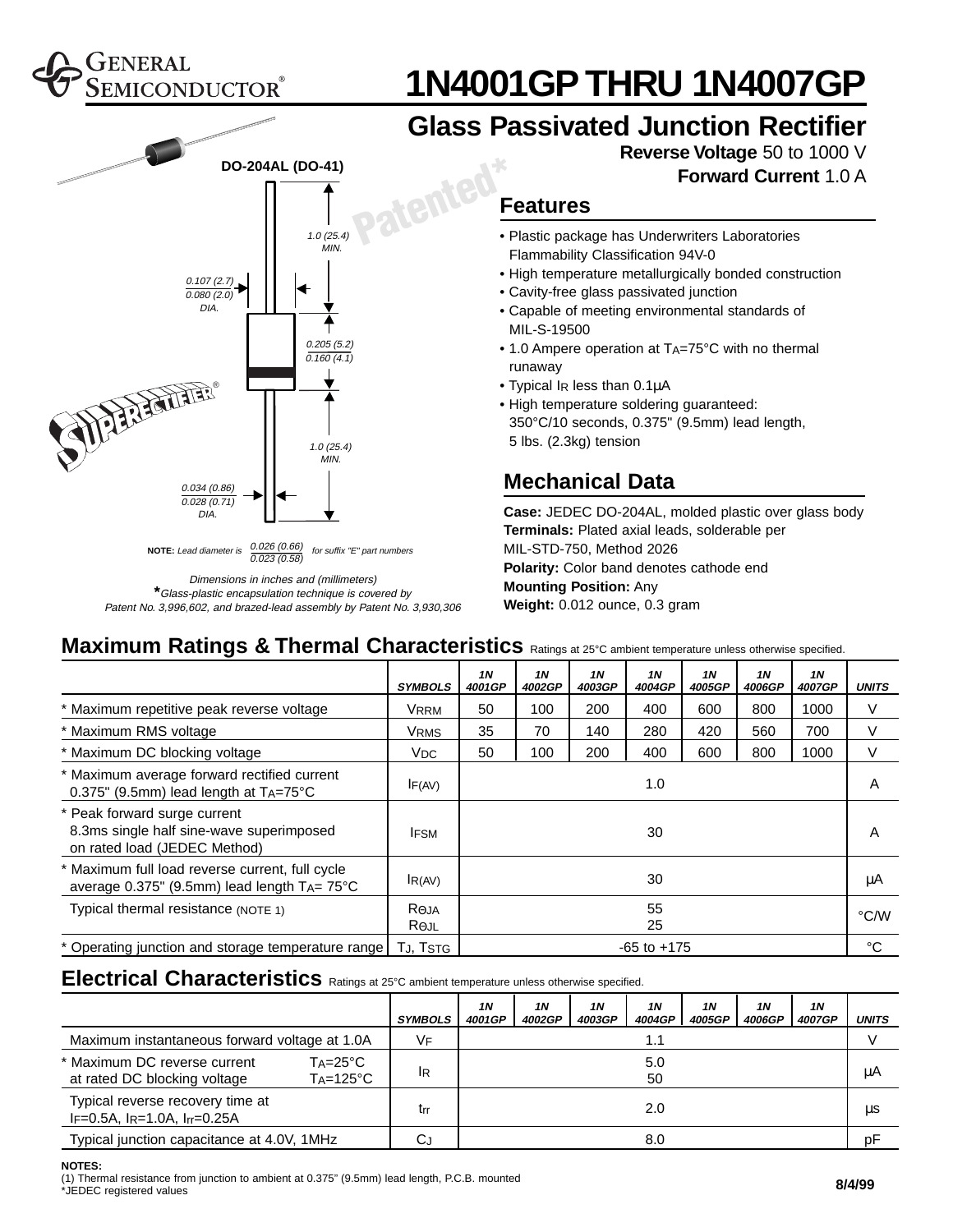GENERAL SEMICONDUCTOR®

# 1N4001GP THRU 1N4007GP

## Glass Passivated Junction Rectifier

**Reverse Voltage** 50 to 1000 V
**Forward Current** 1.0 A

DO-204AL (DO-41)

Patented*

1.0 (25.4) MIN.

0.107 (2.7) / 0.080 (2.0) DIA.

0.205 (5.2) / 0.160 (4.1)

1.0 (25.4) MIN.

0.034 (0.86) / 0.028 (0.71) DIA.

**NOTE:** *Lead diameter is 0.026 (0.66) / 0.023 (0.58) for suffix "E" part numbers*

*Dimensions in inches and (millimeters)*

*\*Glass-plastic encapsulation technique is covered by Patent No. 3,996,602, and brazed-lead assembly by Patent No. 3,930,306*

### Features

- Plastic package has Underwriters Laboratories Flammability Classification 94V-0
- High temperature metallurgically bonded construction
- Cavity-free glass passivated junction
- Capable of meeting environmental standards of MIL-S-19500
- 1.0 Ampere operation at $T_A$=75°C with no thermal runaway
- Typical $I_R$ less than 0.1µA
- High temperature soldering guaranteed: 350°C/10 seconds, 0.375" (9.5mm) lead length, 5 lbs. (2.3kg) tension

### Mechanical Data

**Case:** JEDEC DO-204AL, molded plastic over glass body
**Terminals:** Plated axial leads, solderable per MIL-STD-750, Method 2026
**Polarity:** Color band denotes cathode end
**Mounting Position:** Any
**Weight:** 0.012 ounce, 0.3 gram

## Maximum Ratings & Thermal Characteristics

Ratings at 25°C ambient temperature unless otherwise specified.

| | SYMBOLS | 1N 4001GP | 1N 4002GP | 1N 4003GP | 1N 4004GP | 1N 4005GP | 1N 4006GP | 1N 4007GP | UNITS |
|---|---|---|---|---|---|---|---|---|---|
| * Maximum repetitive peak reverse voltage | $V_{RRM}$ | 50 | 100 | 200 | 400 | 600 | 800 | 1000 | V |
| * Maximum RMS voltage | $V_{RMS}$ | 35 | 70 | 140 | 280 | 420 | 560 | 700 | V |
| * Maximum DC blocking voltage | $V_{DC}$ | 50 | 100 | 200 | 400 | 600 | 800 | 1000 | V |
| * Maximum average forward rectified current 0.375" (9.5mm) lead length at $T_A$=75°C | $I_{F(AV)}$ | 1.0 | | | | | | | A |
| * Peak forward surge current 8.3ms single half sine-wave superimposed on rated load (JEDEC Method) | $I_{FSM}$ | 30 | | | | | | | A |
| * Maximum full load reverse current, full cycle average 0.375" (9.5mm) lead length $T_A$= 75°C | $I_{R(AV)}$ | 30 | | | | | | | µA |
| Typical thermal resistance (NOTE 1) | $R_{\Theta JA}$ $R_{\Theta JL}$ | 55 25 | | | | | | | °C/W |
| * Operating junction and storage temperature range | $T_J$, $T_{STG}$ | -65 to +175 | | | | | | | °C |

## Electrical Characteristics

Ratings at 25°C ambient temperature unless otherwise specified.

| | SYMBOLS | 1N 4001GP | 1N 4002GP | 1N 4003GP | 1N 4004GP | 1N 4005GP | 1N 4006GP | 1N 4007GP | UNITS |
|---|---|---|---|---|---|---|---|---|---|
| Maximum instantaneous forward voltage at 1.0A | $V_F$ | 1.1 | | | | | | | V |
| * Maximum DC reverse current at rated DC blocking voltage $T_A$=25°C / $T_A$=125°C | $I_R$ | 5.0 / 50 | | | | | | | µA |
| Typical reverse recovery time at $I_F$=0.5A, $I_R$=1.0A, $I_{rr}$=0.25A | $t_{rr}$ | 2.0 | | | | | | | µs |
| Typical junction capacitance at 4.0V, 1MHz | $C_J$ | 8.0 | | | | | | | pF |

**NOTES:**
(1) Thermal resistance from junction to ambient at 0.375" (9.5mm) lead length, P.C.B. mounted
*JEDEC registered values

8/4/99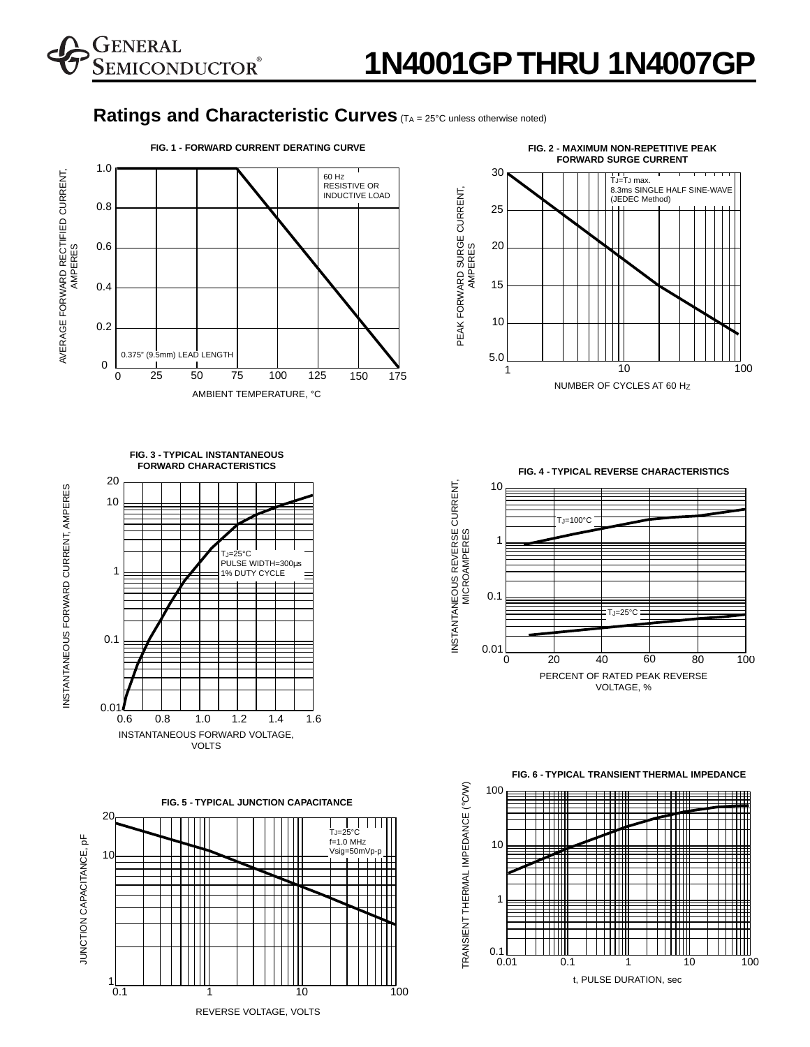## Ratings and Characteristic Curves ($T_A$ = 25°C unless otherwise noted)

**FIG. 1 - FORWARD CURRENT DERATING CURVE**

AVERAGE FORWARD RECTIFIED CURRENT, AMPERES

1.0
0.8
0.6
0.4
0.2
0

60 Hz
RESISTIVE OR
INDUCTIVE LOAD

0.375" (9.5mm) LEAD LENGTH

0 25 50 75 100 125 150 175

AMBIENT TEMPERATURE, °C

**FIG. 2 - MAXIMUM NON-REPETITIVE PEAK FORWARD SURGE CURRENT**

PEAK FORWARD SURGE CURRENT, AMPERES

30
25
20
15
10
5.0

$T_J$=$T_J$ max.
8.3ms SINGLE HALF SINE-WAVE
(JEDEC Method)

1 10 100

NUMBER OF CYCLES AT 60 Hz

**FIG. 3 - TYPICAL INSTANTANEOUS FORWARD CHARACTERISTICS**

INSTANTANEOUS FORWARD CURRENT, AMPERES

20
10
1
0.1
0.01

$T_J$=25°C
PULSE WIDTH=300μs
1% DUTY CYCLE

0.6 0.8 1.0 1.2 1.4 1.6

INSTANTANEOUS FORWARD VOLTAGE, VOLTS

**FIG. 4 - TYPICAL REVERSE CHARACTERISTICS**

INSTANTANEOUS REVERSE CURRENT, MICROAMPERES

10
1
0.1
0.01

$T_J$=100°C

$T_J$=25°C

0 20 40 60 80 100

PERCENT OF RATED PEAK REVERSE VOLTAGE, %

**FIG. 5 - TYPICAL JUNCTION CAPACITANCE**

JUNCTION CAPACITANCE, pF

20
10
1

$T_J$=25°C
f=1.0 MHz
Vsig=50mVp-p

0.1 1 10 100

REVERSE VOLTAGE, VOLTS

**FIG. 6 - TYPICAL TRANSIENT THERMAL IMPEDANCE**

TRANSIENT THERMAL IMPEDANCE (°C/W)

100
10
1
0.1

0.01 0.1 1 10 100

t, PULSE DURATION, sec